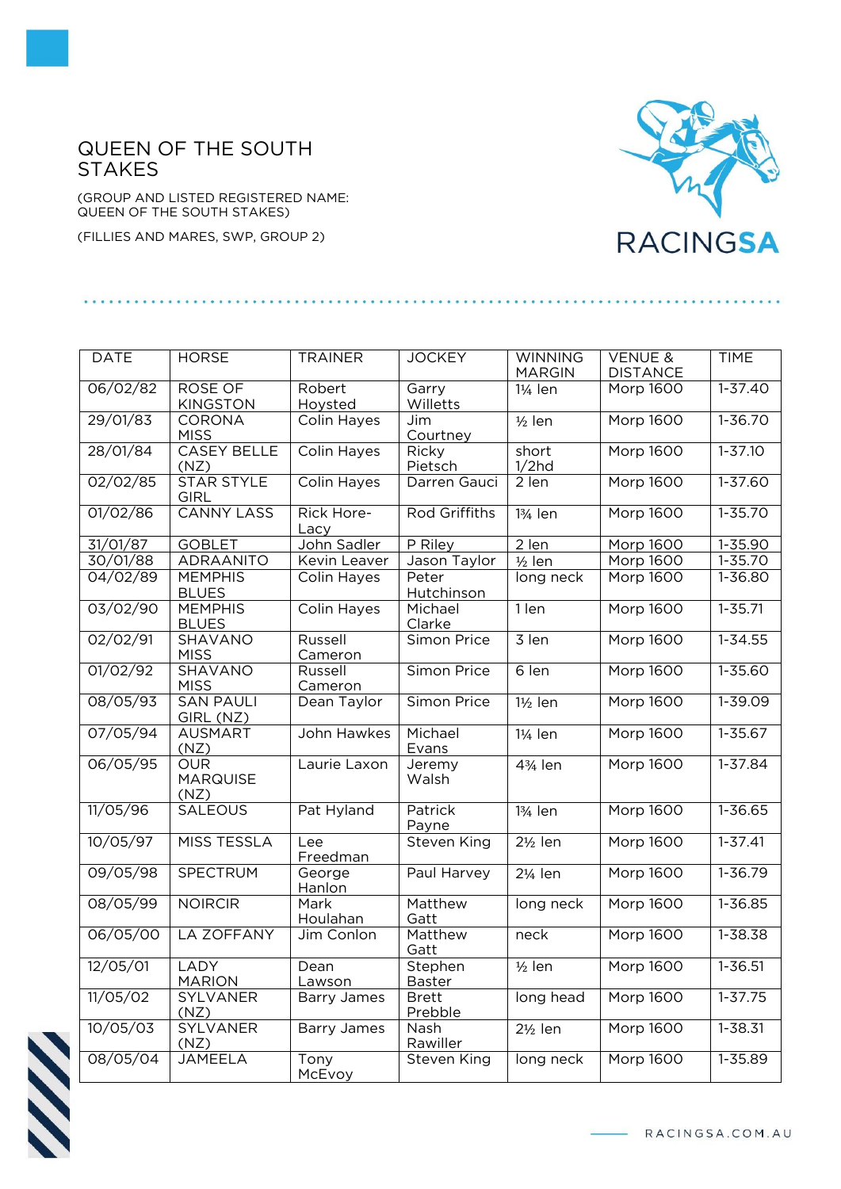# QUEEN OF THE SOUTH STAKES

(GROUP AND LISTED REGISTERED NAME: QUEEN OF THE SOUTH STAKES)

(FILLIES AND MARES, SWP, GROUP 2)

| DATE | HORSE | TRAINER | JOCKEY | WINNING MARGIN | VENUE & DISTANCE | TIME |
|---|---|---|---|---|---|---|
| 06/02/82 | ROSE OF KINGSTON | Robert Hoysted | Garry Willetts | 1¼ len | Morp 1600 | 1-37.40 |
| 29/01/83 | CORONA MISS | Colin Hayes | Jim Courtney | ½ len | Morp 1600 | 1-36.70 |
| 28/01/84 | CASEY BELLE (NZ) | Colin Hayes | Ricky Pietsch | short 1/2hd | Morp 1600 | 1-37.10 |
| 02/02/85 | STAR STYLE GIRL | Colin Hayes | Darren Gauci | 2 len | Morp 1600 | 1-37.60 |
| 01/02/86 | CANNY LASS | Rick Hore-Lacy | Rod Griffiths | 1¾ len | Morp 1600 | 1-35.70 |
| 31/01/87 | GOBLET | John Sadler | P Riley | 2 len | Morp 1600 | 1-35.90 |
| 30/01/88 | ADRAANITO | Kevin Leaver | Jason Taylor | ½ len | Morp 1600 | 1-35.70 |
| 04/02/89 | MEMPHIS BLUES | Colin Hayes | Peter Hutchinson | long neck | Morp 1600 | 1-36.80 |
| 03/02/90 | MEMPHIS BLUES | Colin Hayes | Michael Clarke | 1 len | Morp 1600 | 1-35.71 |
| 02/02/91 | SHAVANO MISS | Russell Cameron | Simon Price | 3 len | Morp 1600 | 1-34.55 |
| 01/02/92 | SHAVANO MISS | Russell Cameron | Simon Price | 6 len | Morp 1600 | 1-35.60 |
| 08/05/93 | SAN PAULI GIRL (NZ) | Dean Taylor | Simon Price | 1½ len | Morp 1600 | 1-39.09 |
| 07/05/94 | AUSMART (NZ) | John Hawkes | Michael Evans | 1¼ len | Morp 1600 | 1-35.67 |
| 06/05/95 | OUR MARQUISE (NZ) | Laurie Laxon | Jeremy Walsh | 4¾ len | Morp 1600 | 1-37.84 |
| 11/05/96 | SALEOUS | Pat Hyland | Patrick Payne | 1¾ len | Morp 1600 | 1-36.65 |
| 10/05/97 | MISS TESSLA | Lee Freedman | Steven King | 2½ len | Morp 1600 | 1-37.41 |
| 09/05/98 | SPECTRUM | George Hanlon | Paul Harvey | 2¼ len | Morp 1600 | 1-36.79 |
| 08/05/99 | NOIRCIR | Mark Houlahan | Matthew Gatt | long neck | Morp 1600 | 1-36.85 |
| 06/05/00 | LA ZOFFANY | Jim Conlon | Matthew Gatt | neck | Morp 1600 | 1-38.38 |
| 12/05/01 | LADY MARION | Dean Lawson | Stephen Baster | ½ len | Morp 1600 | 1-36.51 |
| 11/05/02 | SYLVANER (NZ) | Barry James | Brett Prebble | long head | Morp 1600 | 1-37.75 |
| 10/05/03 | SYLVANER (NZ) | Barry James | Nash Rawiller | 2½ len | Morp 1600 | 1-38.31 |
| 08/05/04 | JAMEELA | Tony McEvoy | Steven King | long neck | Morp 1600 | 1-35.89 |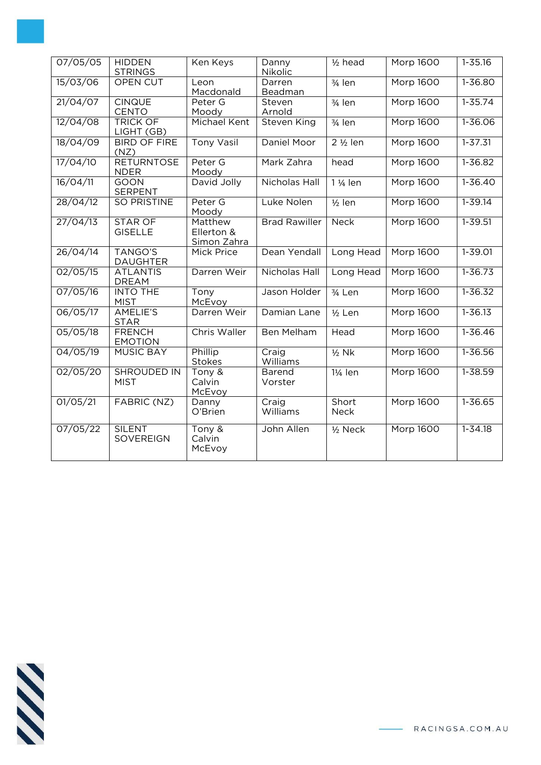| | | | | | | |
|---|---|---|---|---|---|---|
| 07/05/05 | HIDDEN STRINGS | Ken Keys | Danny Nikolic | ½ head | Morp 1600 | 1-35.16 |
| 15/03/06 | OPEN CUT | Leon Macdonald | Darren Beadman | ¾ len | Morp 1600 | 1-36.80 |
| 21/04/07 | CINQUE CENTO | Peter G Moody | Steven Arnold | ¾ len | Morp 1600 | 1-35.74 |
| 12/04/08 | TRICK OF LIGHT (GB) | Michael Kent | Steven King | ¾ len | Morp 1600 | 1-36.06 |
| 18/04/09 | BIRD OF FIRE (NZ) | Tony Vasil | Daniel Moor | 2 ½ len | Morp 1600 | 1-37.31 |
| 17/04/10 | RETURNTOSE NDER | Peter G Moody | Mark Zahra | head | Morp 1600 | 1-36.82 |
| 16/04/11 | GOON SERPENT | David Jolly | Nicholas Hall | 1 ¼ len | Morp 1600 | 1-36.40 |
| 28/04/12 | SO PRISTINE | Peter G Moody | Luke Nolen | ½ len | Morp 1600 | 1-39.14 |
| 27/04/13 | STAR OF GISELLE | Matthew Ellerton & Simon Zahra | Brad Rawiller | Neck | Morp 1600 | 1-39.51 |
| 26/04/14 | TANGO'S DAUGHTER | Mick Price | Dean Yendall | Long Head | Morp 1600 | 1-39.01 |
| 02/05/15 | ATLANTIS DREAM | Darren Weir | Nicholas Hall | Long Head | Morp 1600 | 1-36.73 |
| 07/05/16 | INTO THE MIST | Tony McEvoy | Jason Holder | ¾ Len | Morp 1600 | 1-36.32 |
| 06/05/17 | AMELIE'S STAR | Darren Weir | Damian Lane | ½ Len | Morp 1600 | 1-36.13 |
| 05/05/18 | FRENCH EMOTION | Chris Waller | Ben Melham | Head | Morp 1600 | 1-36.46 |
| 04/05/19 | MUSIC BAY | Phillip Stokes | Craig Williams | ½ Nk | Morp 1600 | 1-36.56 |
| 02/05/20 | SHROUDED IN MIST | Tony & Calvin McEvoy | Barend Vorster | 1¼ len | Morp 1600 | 1-38.59 |
| 01/05/21 | FABRIC (NZ) | Danny O'Brien | Craig Williams | Short Neck | Morp 1600 | 1-36.65 |
| 07/05/22 | SILENT SOVEREIGN | Tony & Calvin McEvoy | John Allen | ½ Neck | Morp 1600 | 1-34.18 |